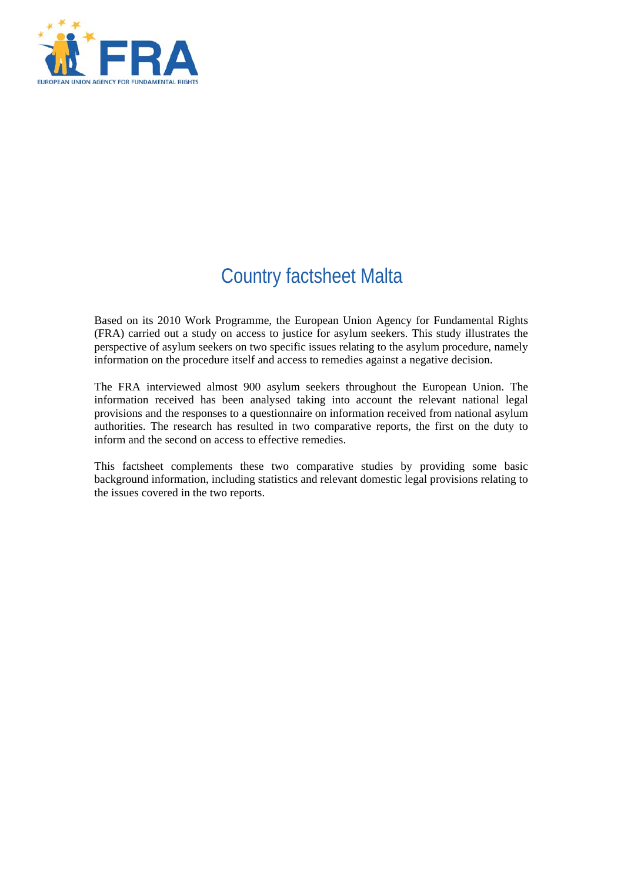# Country factsheet Malta

Based on its 2010 Work Programme, the European Union Agency for Fundamental Rights (FRA) carried out a study on access to justice for asylum seekers. This study illustrates the perspective of asylum seekers on two specific issues relating to the asylum procedure, namely information on the procedure itself and access to remedies against a negative decision.

The FRA interviewed almost 900 asylum seekers throughout the European Union. The information received has been analysed taking into account the relevant national legal provisions and the responses to a questionnaire on information received from national asylum authorities. The research has resulted in two comparative reports, the first on the duty to inform and the second on access to effective remedies.

This factsheet complements these two comparative studies by providing some basic background information, including statistics and relevant domestic legal provisions relating to the issues covered in the two reports.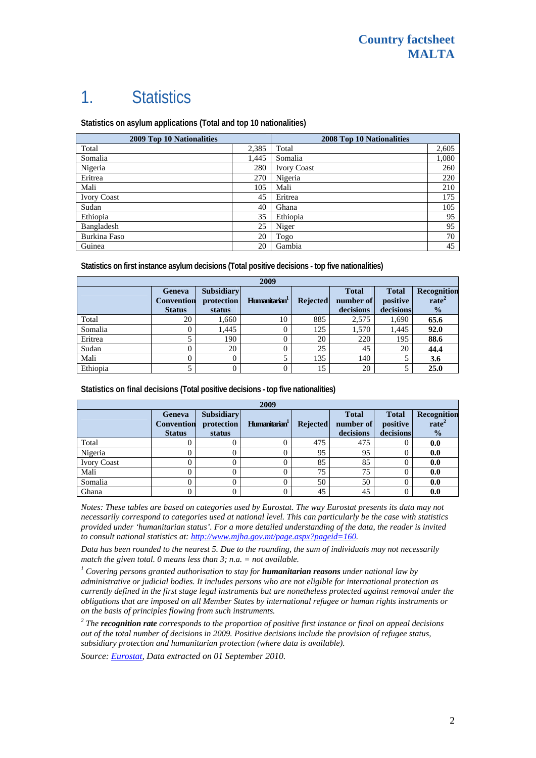# 1. Statistics

**Statistics on asylum applications (Total and top 10 nationalities)**

| 2009 Top 10 Nationalities | | 2008 Top 10 Nationalities | |
|---|---|---|---|
| Total | 2,385 | Total | 2,605 |
| Somalia | 1,445 | Somalia | 1,080 |
| Nigeria | 280 | Ivory Coast | 260 |
| Eritrea | 270 | Nigeria | 220 |
| Mali | 105 | Mali | 210 |
| Ivory Coast | 45 | Eritrea | 175 |
| Sudan | 40 | Ghana | 105 |
| Ethiopia | 35 | Ethiopia | 95 |
| Bangladesh | 25 | Niger | 95 |
| Burkina Faso | 20 | Togo | 70 |
| Guinea | 20 | Gambia | 45 |

**Statistics on first instance asylum decisions (Total positive decisions - top five nationalities)**

| 2009 | | | | | | | |
|---|---|---|---|---|---|---|---|
| | Geneva Convention Status | Subsidiary protection status | Humanitarian[1] | Rejected | Total number of decisions | Total positive decisions | Recognition rate[2] % |
| Total | 20 | 1,660 | 10 | 885 | 2,575 | 1,690 | **65.6** |
| Somalia | 0 | 1,445 | 0 | 125 | 1,570 | 1,445 | **92.0** |
| Eritrea | 5 | 190 | 0 | 20 | 220 | 195 | **88.6** |
| Sudan | 0 | 20 | 0 | 25 | 45 | 20 | **44.4** |
| Mali | 0 | 0 | 5 | 135 | 140 | 5 | **3.6** |
| Ethiopia | 5 | 0 | 0 | 15 | 20 | 5 | **25.0** |

**Statistics on final decisions (Total positive decisions - top five nationalities)**

| 2009 | | | | | | | |
|---|---|---|---|---|---|---|---|
| | Geneva Convention Status | Subsidiary protection status | Humanitarian[1] | Rejected | Total number of decisions | Total positive decisions | Recognition rate[2] % |
| Total | 0 | 0 | 0 | 475 | 475 | 0 | **0.0** |
| Nigeria | 0 | 0 | 0 | 95 | 95 | 0 | **0.0** |
| Ivory Coast | 0 | 0 | 0 | 85 | 85 | 0 | **0.0** |
| Mali | 0 | 0 | 0 | 75 | 75 | 0 | **0.0** |
| Somalia | 0 | 0 | 0 | 50 | 50 | 0 | **0.0** |
| Ghana | 0 | 0 | 0 | 45 | 45 | 0 | **0.0** |

*Notes: These tables are based on categories used by Eurostat. The way Eurostat presents its data may not necessarily correspond to categories used at national level. This can particularly be the case with statistics provided under 'humanitarian status'. For a more detailed understanding of the data, the reader is invited to consult national statistics at: http://www.mjha.gov.mt/page.aspx?pageid=160.*

*Data has been rounded to the nearest 5. Due to the rounding, the sum of individuals may not necessarily match the given total. 0 means less than 3; n.a. = not available.*

*[1] Covering persons granted authorisation to stay for **humanitarian reasons** under national law by administrative or judicial bodies. It includes persons who are not eligible for international protection as currently defined in the first stage legal instruments but are nonetheless protected against removal under the obligations that are imposed on all Member States by international refugee or human rights instruments or on the basis of principles flowing from such instruments.*

*[2] The **recognition rate** corresponds to the proportion of positive first instance or final on appeal decisions out of the total number of decisions in 2009. Positive decisions include the provision of refugee status, subsidiary protection and humanitarian protection (where data is available).*

*Source: Eurostat, Data extracted on 01 September 2010.*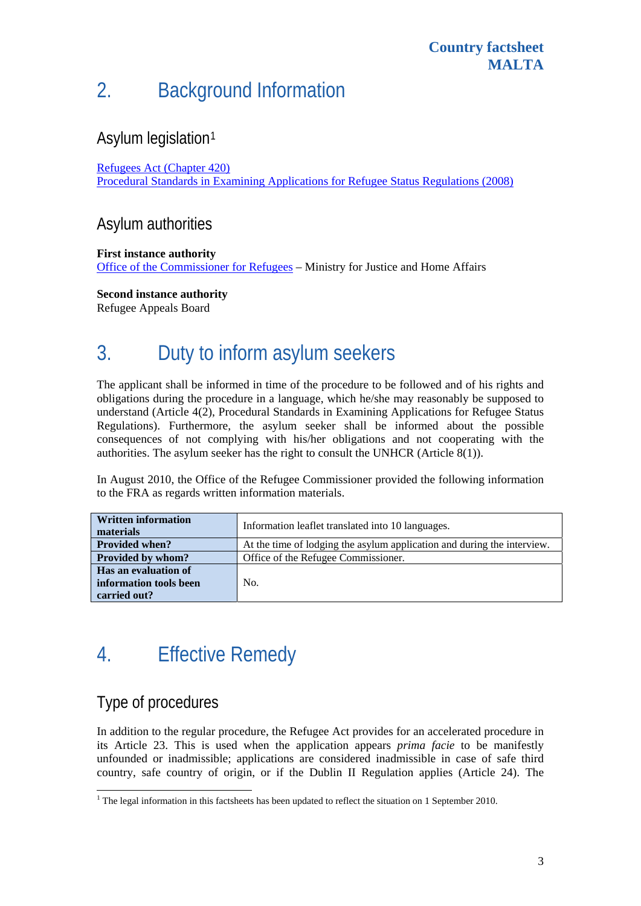# 2. Background Information

## Asylum legislation[1]

[Refugees Act (Chapter 420)](#)
[Procedural Standards in Examining Applications for Refugee Status Regulations (2008)](#)

## Asylum authorities

**First instance authority**
[Office of the Commissioner for Refugees](#) – Ministry for Justice and Home Affairs

**Second instance authority**
Refugee Appeals Board

# 3. Duty to inform asylum seekers

The applicant shall be informed in time of the procedure to be followed and of his rights and obligations during the procedure in a language, which he/she may reasonably be supposed to understand (Article 4(2), Procedural Standards in Examining Applications for Refugee Status Regulations). Furthermore, the asylum seeker shall be informed about the possible consequences of not complying with his/her obligations and not cooperating with the authorities. The asylum seeker has the right to consult the UNHCR (Article 8(1)).

In August 2010, the Office of the Refugee Commissioner provided the following information to the FRA as regards written information materials.

| | |
|---|---|
| **Written information materials** | Information leaflet translated into 10 languages. |
| **Provided when?** | At the time of lodging the asylum application and during the interview. |
| **Provided by whom?** | Office of the Refugee Commissioner. |
| **Has an evaluation of information tools been carried out?** | No. |

# 4. Effective Remedy

## Type of procedures

In addition to the regular procedure, the Refugee Act provides for an accelerated procedure in its Article 23. This is used when the application appears *prima facie* to be manifestly unfounded or inadmissible; applications are considered inadmissible in case of safe third country, safe country of origin, or if the Dublin II Regulation applies (Article 24). The

[1] The legal information in this factsheets has been updated to reflect the situation on 1 September 2010.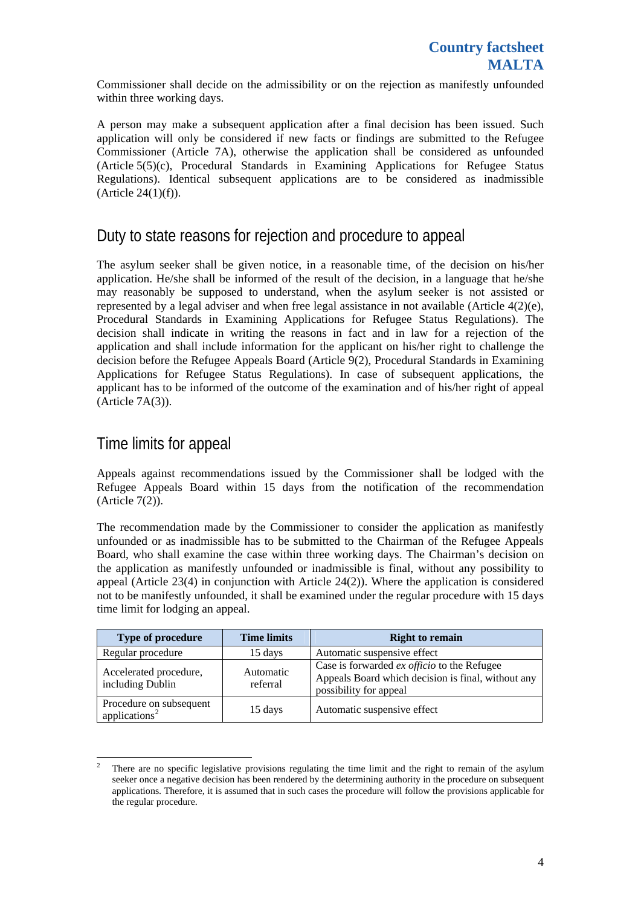Commissioner shall decide on the admissibility or on the rejection as manifestly unfounded within three working days.

A person may make a subsequent application after a final decision has been issued. Such application will only be considered if new facts or findings are submitted to the Refugee Commissioner (Article 7A), otherwise the application shall be considered as unfounded (Article 5(5)(c), Procedural Standards in Examining Applications for Refugee Status Regulations). Identical subsequent applications are to be considered as inadmissible (Article 24(1)(f)).

## Duty to state reasons for rejection and procedure to appeal

The asylum seeker shall be given notice, in a reasonable time, of the decision on his/her application. He/she shall be informed of the result of the decision, in a language that he/she may reasonably be supposed to understand, when the asylum seeker is not assisted or represented by a legal adviser and when free legal assistance in not available (Article 4(2)(e), Procedural Standards in Examining Applications for Refugee Status Regulations). The decision shall indicate in writing the reasons in fact and in law for a rejection of the application and shall include information for the applicant on his/her right to challenge the decision before the Refugee Appeals Board (Article 9(2), Procedural Standards in Examining Applications for Refugee Status Regulations). In case of subsequent applications, the applicant has to be informed of the outcome of the examination and of his/her right of appeal (Article 7A(3)).

## Time limits for appeal

Appeals against recommendations issued by the Commissioner shall be lodged with the Refugee Appeals Board within 15 days from the notification of the recommendation (Article 7(2)).

The recommendation made by the Commissioner to consider the application as manifestly unfounded or as inadmissible has to be submitted to the Chairman of the Refugee Appeals Board, who shall examine the case within three working days. The Chairman's decision on the application as manifestly unfounded or inadmissible is final, without any possibility to appeal (Article 23(4) in conjunction with Article 24(2)). Where the application is considered not to be manifestly unfounded, it shall be examined under the regular procedure with 15 days time limit for lodging an appeal.

| Type of procedure | Time limits | Right to remain |
|---|---|---|
| Regular procedure | 15 days | Automatic suspensive effect |
| Accelerated procedure, including Dublin | Automatic referral | Case is forwarded *ex officio* to the Refugee Appeals Board which decision is final, without any possibility for appeal |
| Procedure on subsequent applications[2] | 15 days | Automatic suspensive effect |

[2] There are no specific legislative provisions regulating the time limit and the right to remain of the asylum seeker once a negative decision has been rendered by the determining authority in the procedure on subsequent applications. Therefore, it is assumed that in such cases the procedure will follow the provisions applicable for the regular procedure.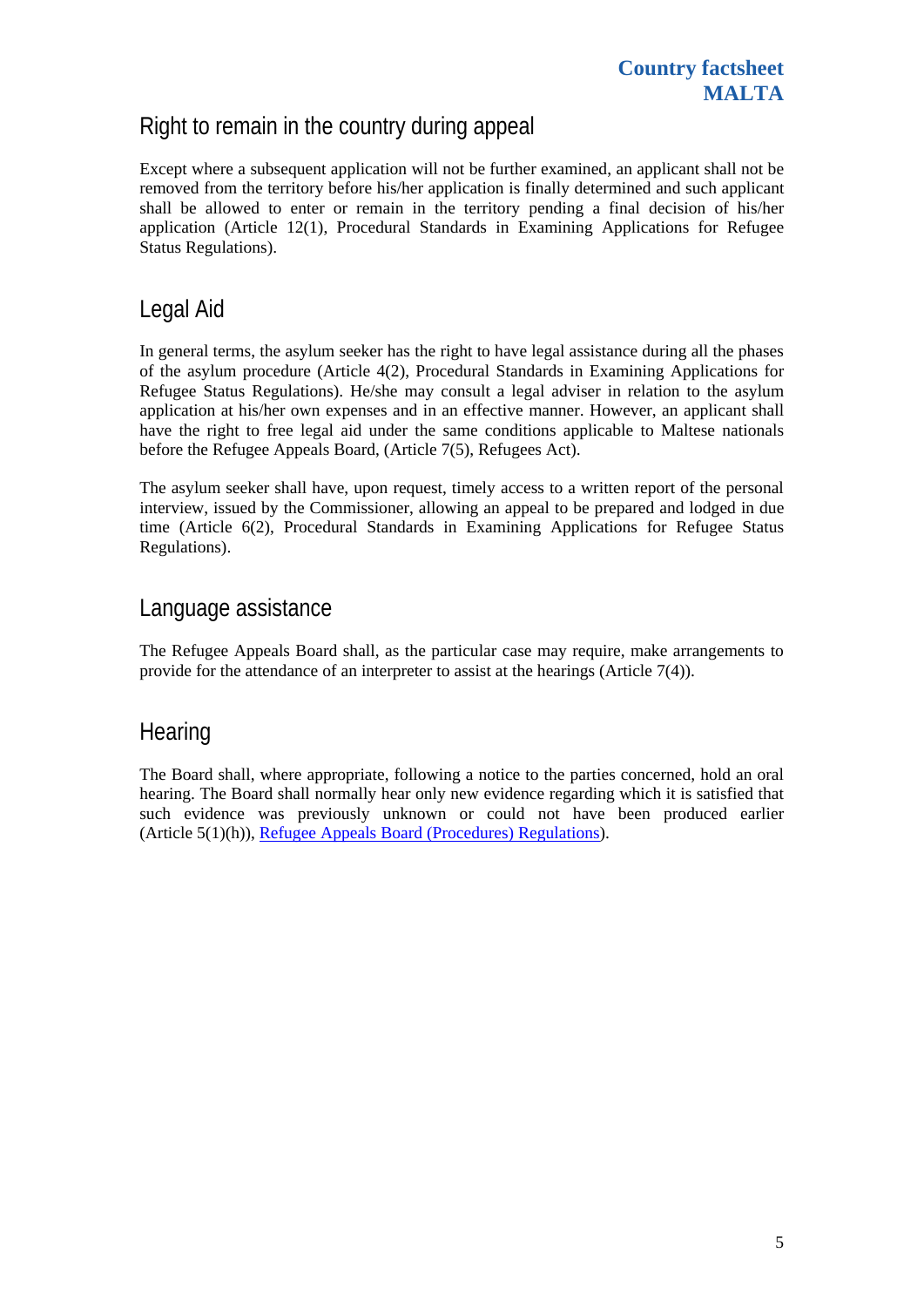## Right to remain in the country during appeal

Except where a subsequent application will not be further examined, an applicant shall not be removed from the territory before his/her application is finally determined and such applicant shall be allowed to enter or remain in the territory pending a final decision of his/her application (Article 12(1), Procedural Standards in Examining Applications for Refugee Status Regulations).

## Legal Aid

In general terms, the asylum seeker has the right to have legal assistance during all the phases of the asylum procedure (Article 4(2), Procedural Standards in Examining Applications for Refugee Status Regulations). He/she may consult a legal adviser in relation to the asylum application at his/her own expenses and in an effective manner. However, an applicant shall have the right to free legal aid under the same conditions applicable to Maltese nationals before the Refugee Appeals Board, (Article 7(5), Refugees Act).

The asylum seeker shall have, upon request, timely access to a written report of the personal interview, issued by the Commissioner, allowing an appeal to be prepared and lodged in due time (Article 6(2), Procedural Standards in Examining Applications for Refugee Status Regulations).

## Language assistance

The Refugee Appeals Board shall, as the particular case may require, make arrangements to provide for the attendance of an interpreter to assist at the hearings (Article 7(4)).

## Hearing

The Board shall, where appropriate, following a notice to the parties concerned, hold an oral hearing. The Board shall normally hear only new evidence regarding which it is satisfied that such evidence was previously unknown or could not have been produced earlier (Article 5(1)(h)), Refugee Appeals Board (Procedures) Regulations).